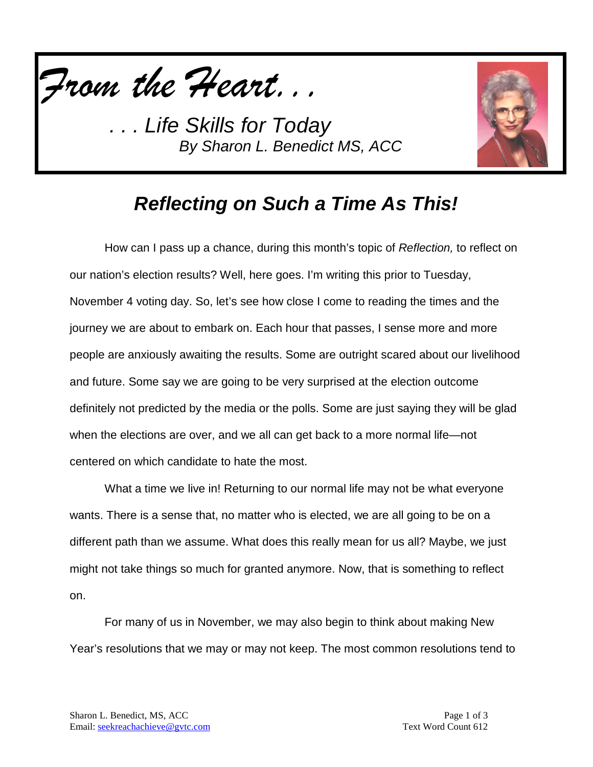*From the Heart. . .*

*. . . Life Skills for Today*
*By Sharon L. Benedict MS, ACC*

# *Reflecting on Such a Time As This!*

How can I pass up a chance, during this month's topic of *Reflection,* to reflect on our nation's election results? Well, here goes. I'm writing this prior to Tuesday, November 4 voting day. So, let's see how close I come to reading the times and the journey we are about to embark on. Each hour that passes, I sense more and more people are anxiously awaiting the results. Some are outright scared about our livelihood and future. Some say we are going to be very surprised at the election outcome definitely not predicted by the media or the polls. Some are just saying they will be glad when the elections are over, and we all can get back to a more normal life—not centered on which candidate to hate the most.

What a time we live in! Returning to our normal life may not be what everyone wants. There is a sense that, no matter who is elected, we are all going to be on a different path than we assume. What does this really mean for us all? Maybe, we just might not take things so much for granted anymore. Now, that is something to reflect on.

For many of us in November, we may also begin to think about making New Year's resolutions that we may or may not keep. The most common resolutions tend to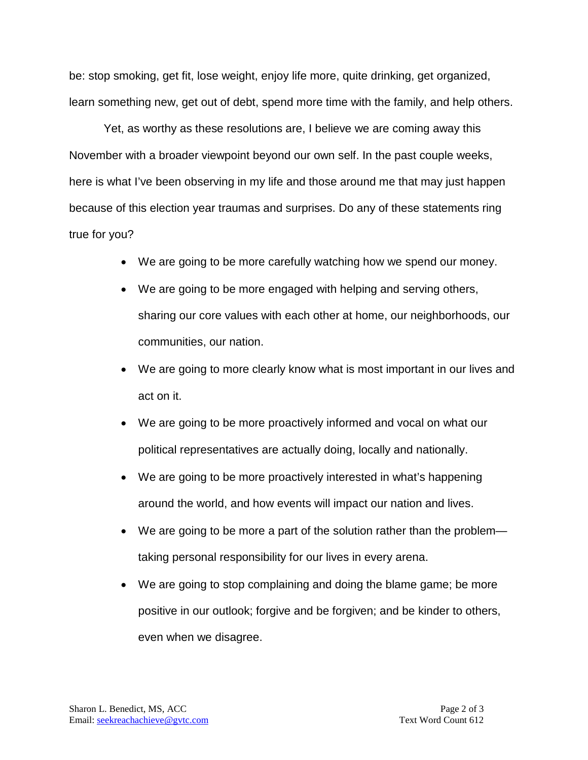be: stop smoking, get fit, lose weight, enjoy life more, quite drinking, get organized, learn something new, get out of debt, spend more time with the family, and help others.

Yet, as worthy as these resolutions are, I believe we are coming away this November with a broader viewpoint beyond our own self. In the past couple weeks, here is what I've been observing in my life and those around me that may just happen because of this election year traumas and surprises. Do any of these statements ring true for you?

- We are going to be more carefully watching how we spend our money.
- We are going to be more engaged with helping and serving others, sharing our core values with each other at home, our neighborhoods, our communities, our nation.
- We are going to more clearly know what is most important in our lives and act on it.
- We are going to be more proactively informed and vocal on what our political representatives are actually doing, locally and nationally.
- We are going to be more proactively interested in what's happening around the world, and how events will impact our nation and lives.
- We are going to be more a part of the solution rather than the problem—taking personal responsibility for our lives in every arena.
- We are going to stop complaining and doing the blame game; be more positive in our outlook; forgive and be forgiven; and be kinder to others, even when we disagree.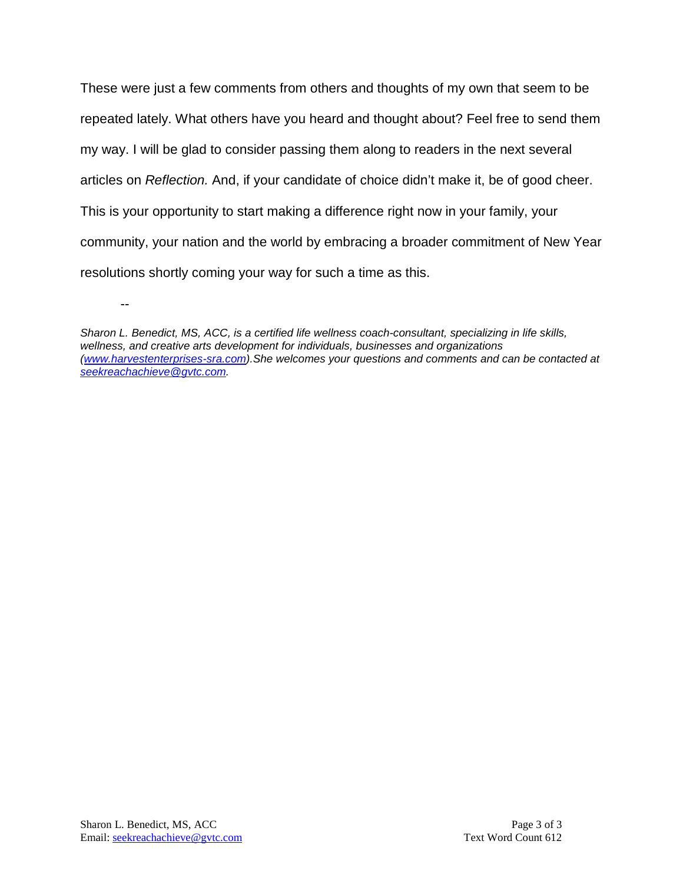These were just a few comments from others and thoughts of my own that seem to be repeated lately. What others have you heard and thought about? Feel free to send them my way. I will be glad to consider passing them along to readers in the next several articles on *Reflection.* And, if your candidate of choice didn't make it, be of good cheer. This is your opportunity to start making a difference right now in your family, your community, your nation and the world by embracing a broader commitment of New Year resolutions shortly coming your way for such a time as this.

--

*Sharon L. Benedict, MS, ACC, is a certified life wellness coach-consultant, specializing in life skills, wellness, and creative arts development for individuals, businesses and organizations ([www.harvestenterprises-sra.com](http://www.harvestenterprises-sra.com)).She welcomes your questions and comments and can be contacted at [seekreachachieve@gvtc.com](mailto:seekreachachieve@gvtc.com).*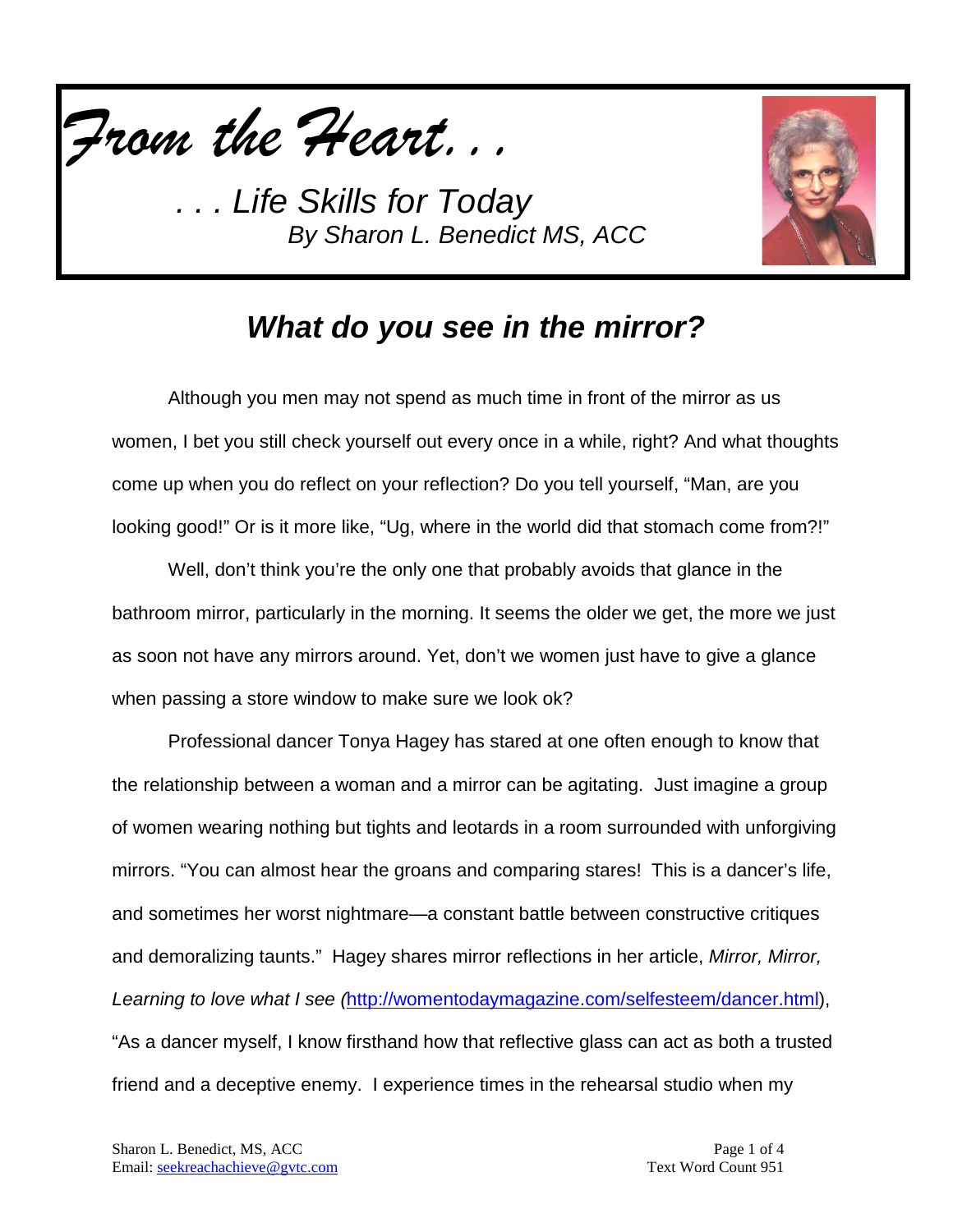*From the Heart. . .*

*. . . Life Skills for Today*
*By Sharon L. Benedict MS, ACC*

## *What do you see in the mirror?*

Although you men may not spend as much time in front of the mirror as us women, I bet you still check yourself out every once in a while, right? And what thoughts come up when you do reflect on your reflection? Do you tell yourself, "Man, are you looking good!" Or is it more like, "Ug, where in the world did that stomach come from?!"

Well, don't think you're the only one that probably avoids that glance in the bathroom mirror, particularly in the morning. It seems the older we get, the more we just as soon not have any mirrors around. Yet, don't we women just have to give a glance when passing a store window to make sure we look ok?

Professional dancer Tonya Hagey has stared at one often enough to know that the relationship between a woman and a mirror can be agitating. Just imagine a group of women wearing nothing but tights and leotards in a room surrounded with unforgiving mirrors. "You can almost hear the groans and comparing stares! This is a dancer's life, and sometimes her worst nightmare—a constant battle between constructive critiques and demoralizing taunts." Hagey shares mirror reflections in her article, *Mirror, Mirror, Learning to love what I see (*http://womentodaymagazine.com/selfesteem/dancer.html), "As a dancer myself, I know firsthand how that reflective glass can act as both a trusted friend and a deceptive enemy. I experience times in the rehearsal studio when my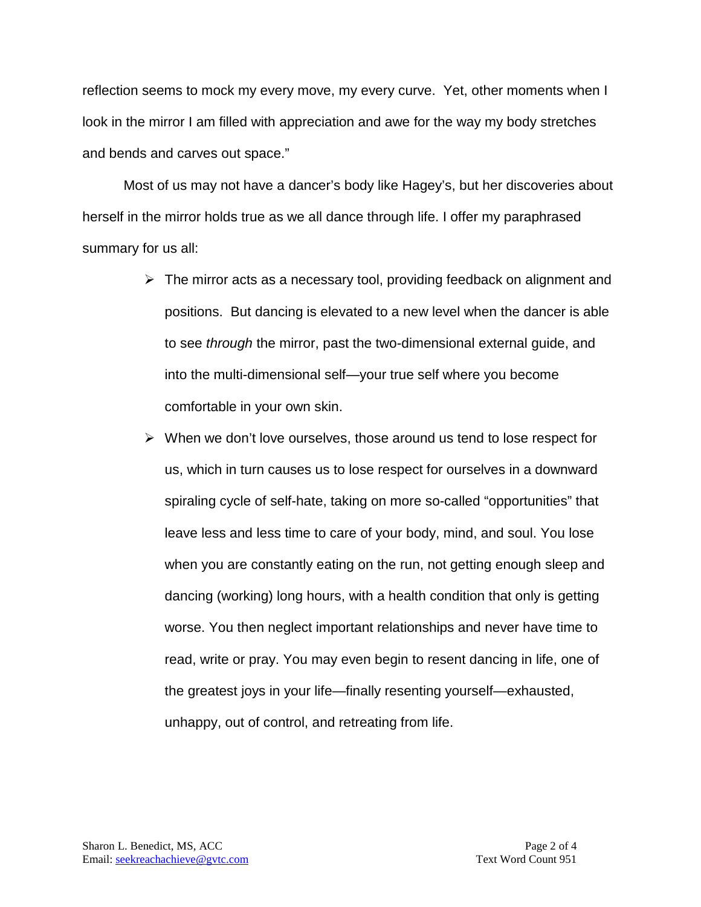reflection seems to mock my every move, my every curve. Yet, other moments when I look in the mirror I am filled with appreciation and awe for the way my body stretches and bends and carves out space."

Most of us may not have a dancer's body like Hagey's, but her discoveries about herself in the mirror holds true as we all dance through life. I offer my paraphrased summary for us all:

- The mirror acts as a necessary tool, providing feedback on alignment and positions. But dancing is elevated to a new level when the dancer is able to see *through* the mirror, past the two-dimensional external guide, and into the multi-dimensional self—your true self where you become comfortable in your own skin.
- When we don't love ourselves, those around us tend to lose respect for us, which in turn causes us to lose respect for ourselves in a downward spiraling cycle of self-hate, taking on more so-called "opportunities" that leave less and less time to care of your body, mind, and soul. You lose when you are constantly eating on the run, not getting enough sleep and dancing (working) long hours, with a health condition that only is getting worse. You then neglect important relationships and never have time to read, write or pray. You may even begin to resent dancing in life, one of the greatest joys in your life—finally resenting yourself—exhausted, unhappy, out of control, and retreating from life.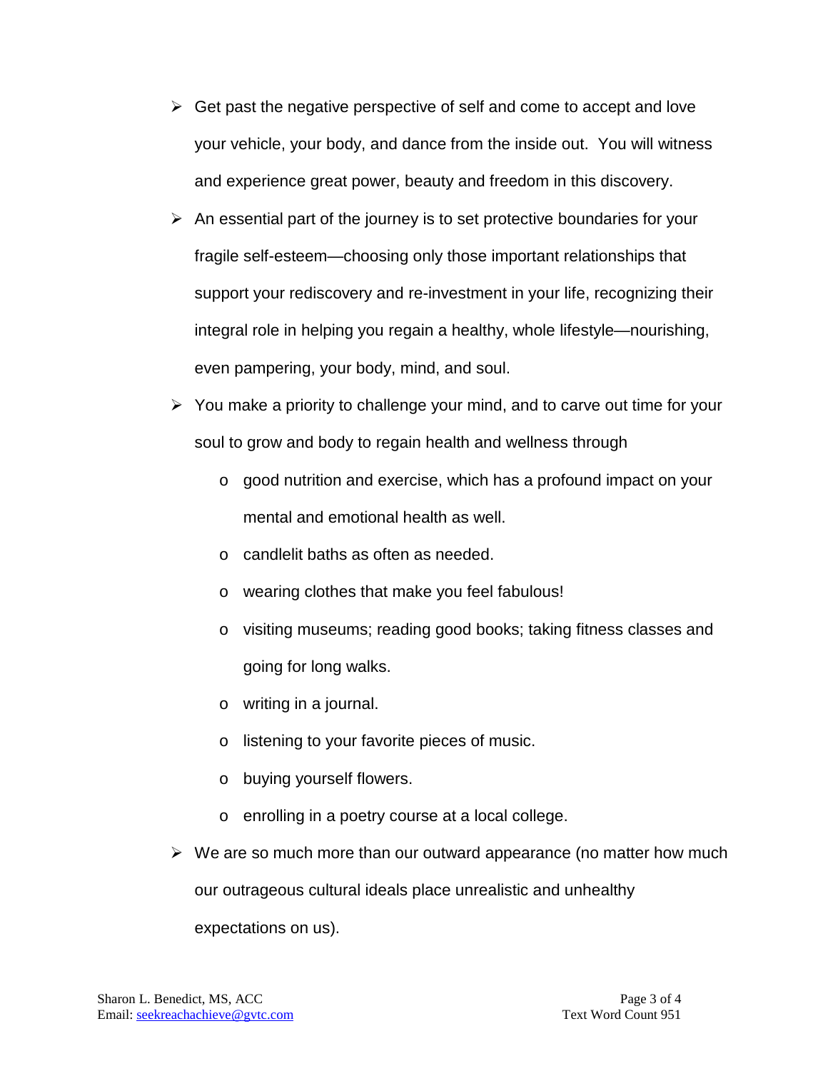- Get past the negative perspective of self and come to accept and love your vehicle, your body, and dance from the inside out. You will witness and experience great power, beauty and freedom in this discovery.
- An essential part of the journey is to set protective boundaries for your fragile self-esteem—choosing only those important relationships that support your rediscovery and re-investment in your life, recognizing their integral role in helping you regain a healthy, whole lifestyle—nourishing, even pampering, your body, mind, and soul.
- You make a priority to challenge your mind, and to carve out time for your soul to grow and body to regain health and wellness through
  - good nutrition and exercise, which has a profound impact on your mental and emotional health as well.
  - candlelit baths as often as needed.
  - wearing clothes that make you feel fabulous!
  - visiting museums; reading good books; taking fitness classes and going for long walks.
  - writing in a journal.
  - listening to your favorite pieces of music.
  - buying yourself flowers.
  - enrolling in a poetry course at a local college.
- We are so much more than our outward appearance (no matter how much our outrageous cultural ideals place unrealistic and unhealthy expectations on us).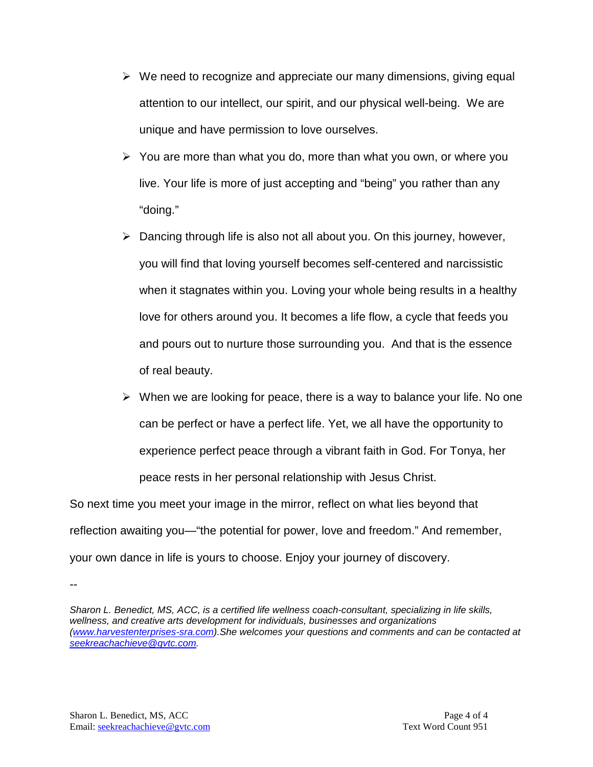- We need to recognize and appreciate our many dimensions, giving equal attention to our intellect, our spirit, and our physical well-being. We are unique and have permission to love ourselves.
- You are more than what you do, more than what you own, or where you live. Your life is more of just accepting and "being" you rather than any "doing."
- Dancing through life is also not all about you. On this journey, however, you will find that loving yourself becomes self-centered and narcissistic when it stagnates within you. Loving your whole being results in a healthy love for others around you. It becomes a life flow, a cycle that feeds you and pours out to nurture those surrounding you. And that is the essence of real beauty.
- When we are looking for peace, there is a way to balance your life. No one can be perfect or have a perfect life. Yet, we all have the opportunity to experience perfect peace through a vibrant faith in God. For Tonya, her peace rests in her personal relationship with Jesus Christ.

So next time you meet your image in the mirror, reflect on what lies beyond that reflection awaiting you—"the potential for power, love and freedom." And remember, your own dance in life is yours to choose. Enjoy your journey of discovery.

--

*Sharon L. Benedict, MS, ACC, is a certified life wellness coach-consultant, specializing in life skills, wellness, and creative arts development for individuals, businesses and organizations (www.harvestenterprises-sra.com).She welcomes your questions and comments and can be contacted at seekreachachieve@gvtc.com.*

Sharon L. Benedict, MS, ACC
Email: seekreachachieve@gvtc.com

Text Word Count 951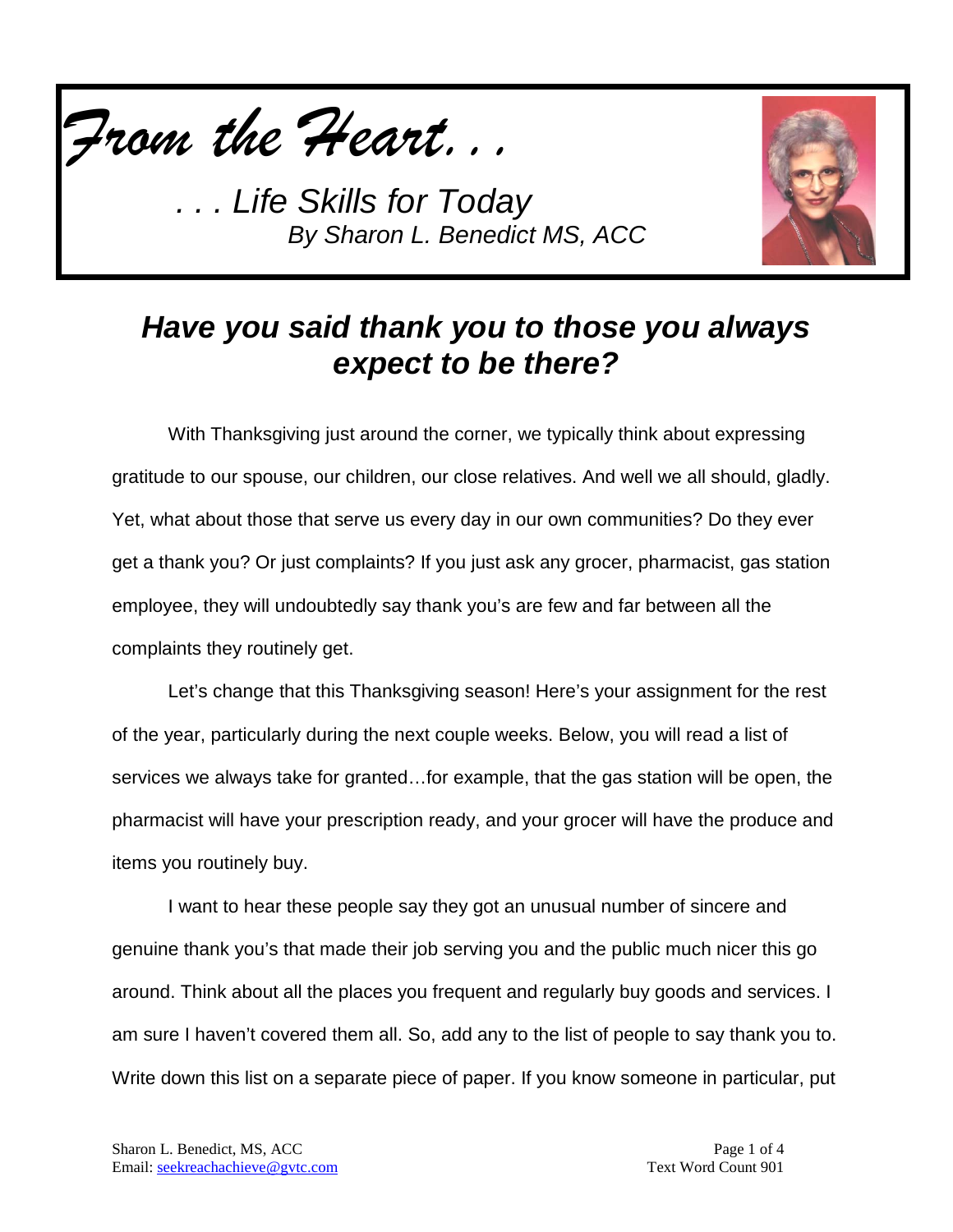*From the Heart. . .*

*. . . Life Skills for Today*
*By Sharon L. Benedict MS, ACC*

## *Have you said thank you to those you always expect to be there?*

With Thanksgiving just around the corner, we typically think about expressing gratitude to our spouse, our children, our close relatives. And well we all should, gladly. Yet, what about those that serve us every day in our own communities? Do they ever get a thank you? Or just complaints? If you just ask any grocer, pharmacist, gas station employee, they will undoubtedly say thank you's are few and far between all the complaints they routinely get.

Let's change that this Thanksgiving season! Here's your assignment for the rest of the year, particularly during the next couple weeks. Below, you will read a list of services we always take for granted…for example, that the gas station will be open, the pharmacist will have your prescription ready, and your grocer will have the produce and items you routinely buy.

I want to hear these people say they got an unusual number of sincere and genuine thank you's that made their job serving you and the public much nicer this go around. Think about all the places you frequent and regularly buy goods and services. I am sure I haven't covered them all. So, add any to the list of people to say thank you to. Write down this list on a separate piece of paper. If you know someone in particular, put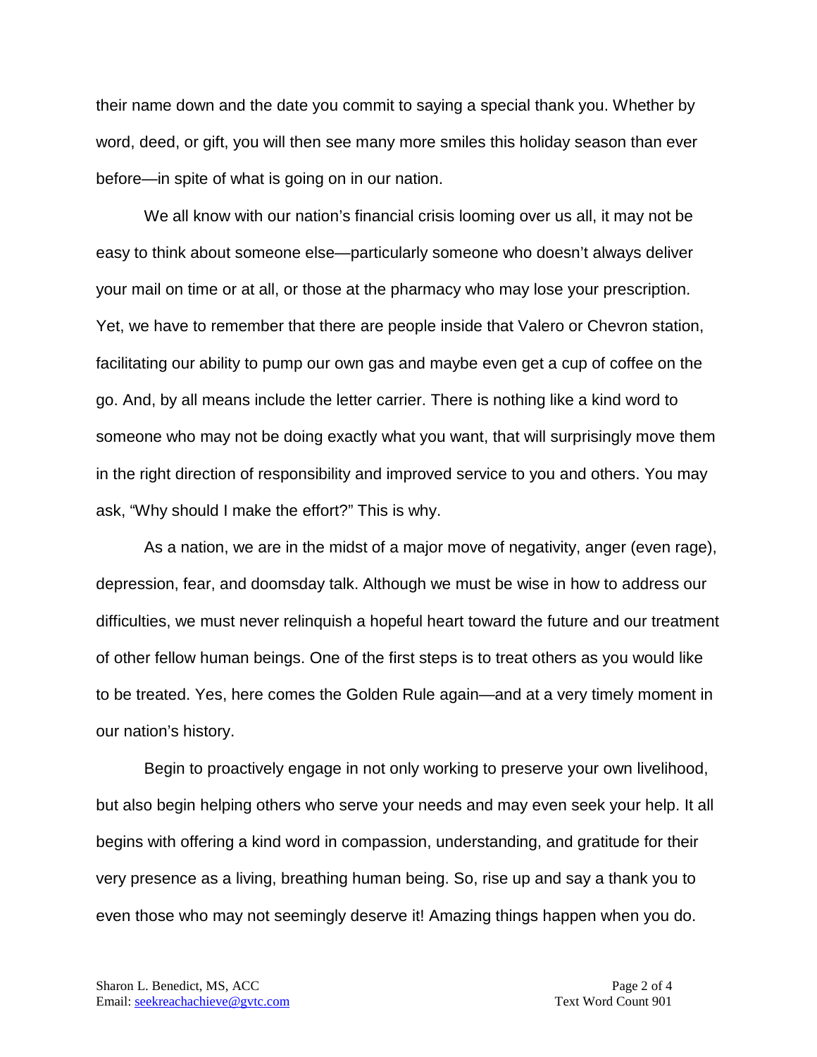their name down and the date you commit to saying a special thank you. Whether by word, deed, or gift, you will then see many more smiles this holiday season than ever before—in spite of what is going on in our nation.

We all know with our nation's financial crisis looming over us all, it may not be easy to think about someone else—particularly someone who doesn't always deliver your mail on time or at all, or those at the pharmacy who may lose your prescription. Yet, we have to remember that there are people inside that Valero or Chevron station, facilitating our ability to pump our own gas and maybe even get a cup of coffee on the go. And, by all means include the letter carrier. There is nothing like a kind word to someone who may not be doing exactly what you want, that will surprisingly move them in the right direction of responsibility and improved service to you and others. You may ask, "Why should I make the effort?" This is why.

As a nation, we are in the midst of a major move of negativity, anger (even rage), depression, fear, and doomsday talk. Although we must be wise in how to address our difficulties, we must never relinquish a hopeful heart toward the future and our treatment of other fellow human beings. One of the first steps is to treat others as you would like to be treated. Yes, here comes the Golden Rule again—and at a very timely moment in our nation's history.

Begin to proactively engage in not only working to preserve your own livelihood, but also begin helping others who serve your needs and may even seek your help. It all begins with offering a kind word in compassion, understanding, and gratitude for their very presence as a living, breathing human being. So, rise up and say a thank you to even those who may not seemingly deserve it! Amazing things happen when you do.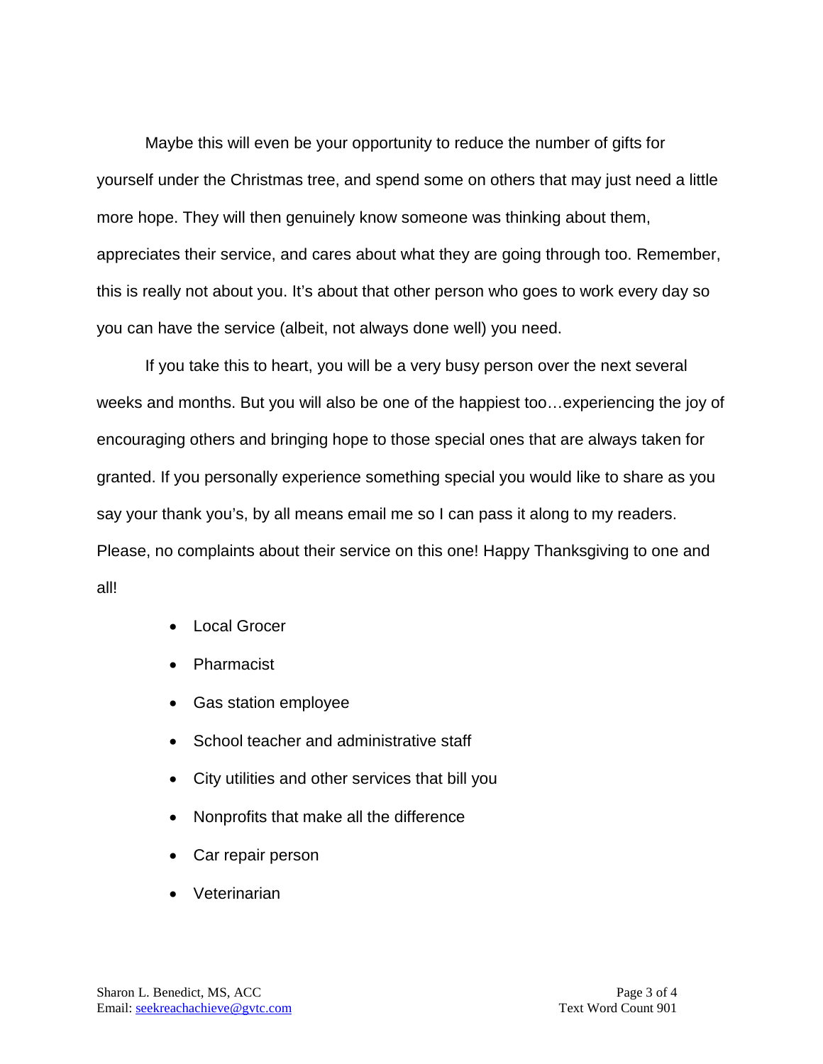Maybe this will even be your opportunity to reduce the number of gifts for yourself under the Christmas tree, and spend some on others that may just need a little more hope. They will then genuinely know someone was thinking about them, appreciates their service, and cares about what they are going through too. Remember, this is really not about you. It's about that other person who goes to work every day so you can have the service (albeit, not always done well) you need.

If you take this to heart, you will be a very busy person over the next several weeks and months. But you will also be one of the happiest too…experiencing the joy of encouraging others and bringing hope to those special ones that are always taken for granted. If you personally experience something special you would like to share as you say your thank you's, by all means email me so I can pass it along to my readers. Please, no complaints about their service on this one! Happy Thanksgiving to one and all!

- Local Grocer
- Pharmacist
- Gas station employee
- School teacher and administrative staff
- City utilities and other services that bill you
- Nonprofits that make all the difference
- Car repair person
- Veterinarian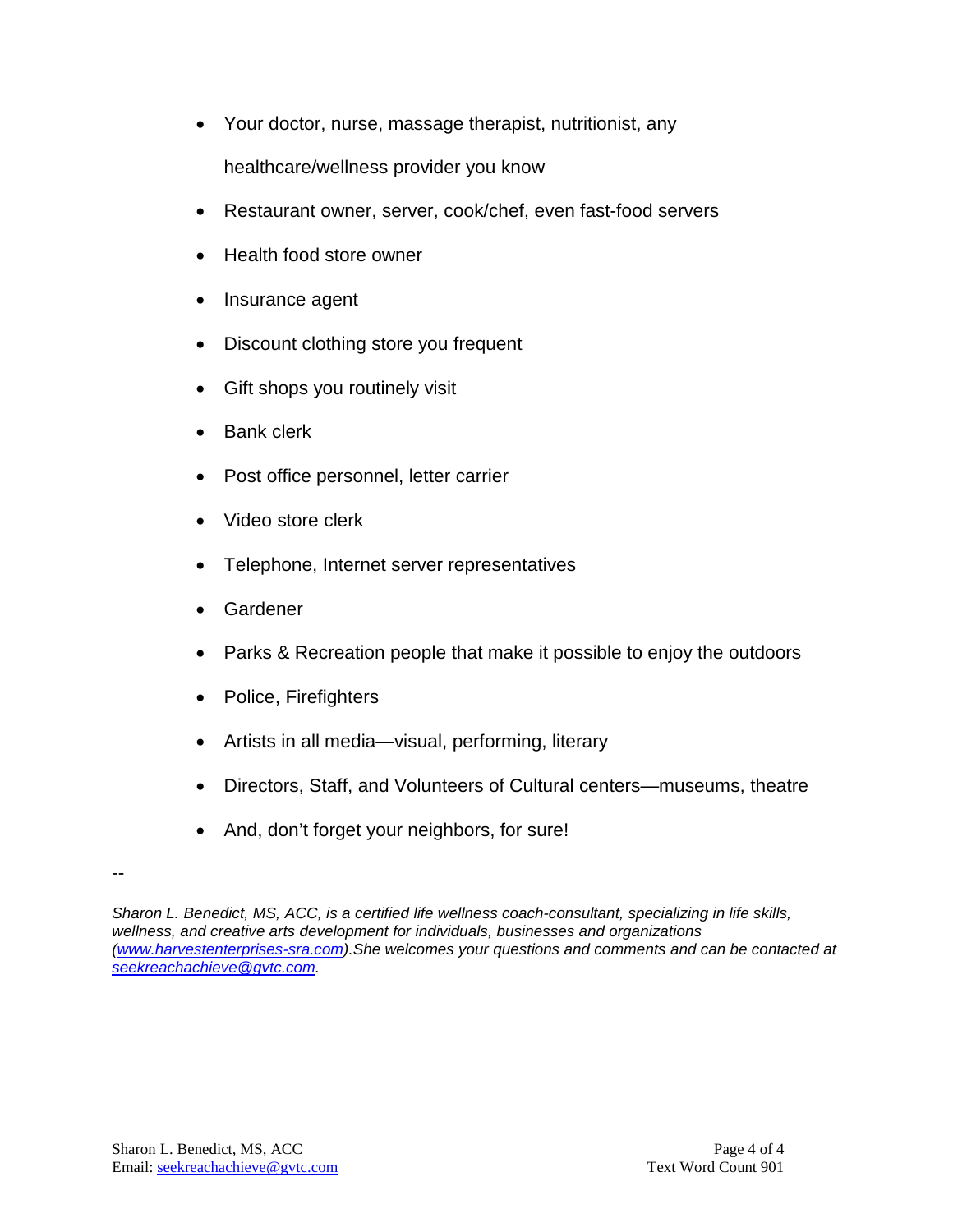- Your doctor, nurse, massage therapist, nutritionist, any healthcare/wellness provider you know
- Restaurant owner, server, cook/chef, even fast-food servers
- Health food store owner
- Insurance agent
- Discount clothing store you frequent
- Gift shops you routinely visit
- Bank clerk
- Post office personnel, letter carrier
- Video store clerk
- Telephone, Internet server representatives
- Gardener
- Parks & Recreation people that make it possible to enjoy the outdoors
- Police, Firefighters
- Artists in all media—visual, performing, literary
- Directors, Staff, and Volunteers of Cultural centers—museums, theatre
- And, don't forget your neighbors, for sure!

--

*Sharon L. Benedict, MS, ACC, is a certified life wellness coach-consultant, specializing in life skills, wellness, and creative arts development for individuals, businesses and organizations ([www.harvestenterprises-sra.com](http://www.harvestenterprises-sra.com)).She welcomes your questions and comments and can be contacted at [seekreachachieve@gvtc.com](mailto:seekreachachieve@gvtc.com).*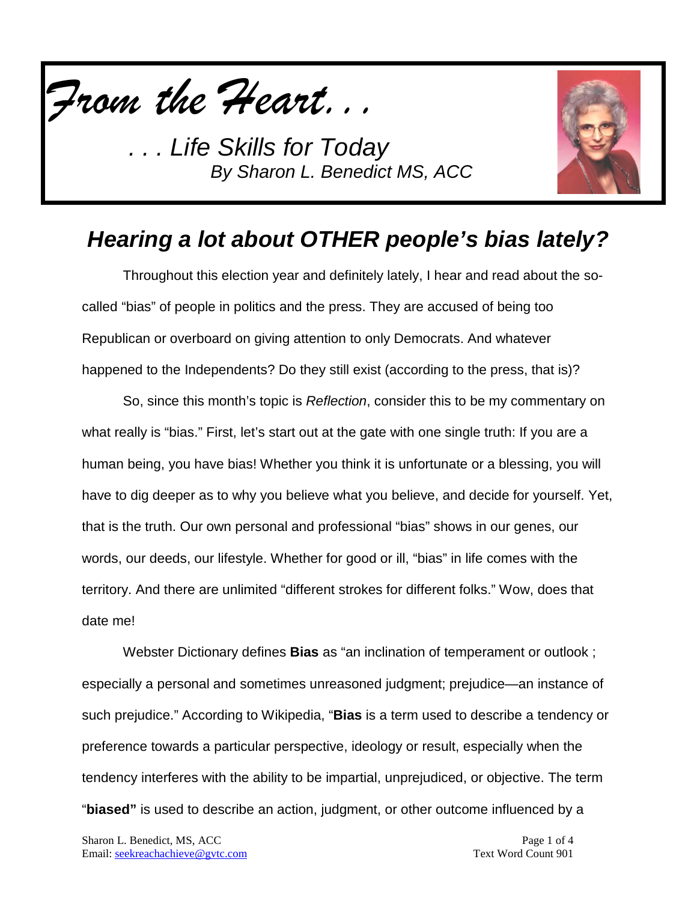*From the Heart. . .*

*. . . Life Skills for Today*
*By Sharon L. Benedict MS, ACC*

## *Hearing a lot about OTHER people's bias lately?*

Throughout this election year and definitely lately, I hear and read about the so-called "bias" of people in politics and the press. They are accused of being too Republican or overboard on giving attention to only Democrats. And whatever happened to the Independents? Do they still exist (according to the press, that is)?

So, since this month's topic is *Reflection*, consider this to be my commentary on what really is "bias." First, let's start out at the gate with one single truth: If you are a human being, you have bias! Whether you think it is unfortunate or a blessing, you will have to dig deeper as to why you believe what you believe, and decide for yourself. Yet, that is the truth. Our own personal and professional "bias" shows in our genes, our words, our deeds, our lifestyle. Whether for good or ill, "bias" in life comes with the territory. And there are unlimited "different strokes for different folks." Wow, does that date me!

Webster Dictionary defines **Bias** as "an inclination of temperament or outlook ; especially a personal and sometimes unreasoned judgment; prejudice—an instance of such prejudice." According to Wikipedia, "**Bias** is a term used to describe a tendency or preference towards a particular perspective, ideology or result, especially when the tendency interferes with the ability to be impartial, unprejudiced, or objective. The term "**biased"** is used to describe an action, judgment, or other outcome influenced by a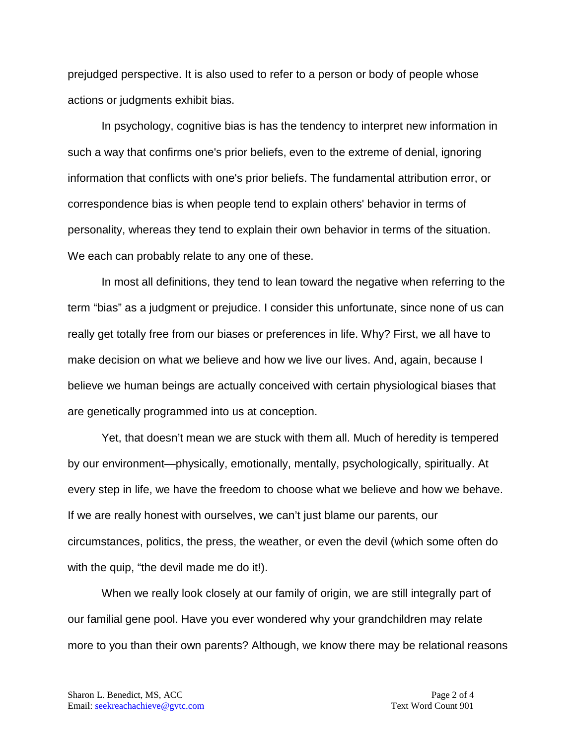prejudged perspective. It is also used to refer to a person or body of people whose actions or judgments exhibit bias.

In psychology, cognitive bias is has the tendency to interpret new information in such a way that confirms one's prior beliefs, even to the extreme of denial, ignoring information that conflicts with one's prior beliefs. The fundamental attribution error, or correspondence bias is when people tend to explain others' behavior in terms of personality, whereas they tend to explain their own behavior in terms of the situation. We each can probably relate to any one of these.

In most all definitions, they tend to lean toward the negative when referring to the term "bias" as a judgment or prejudice. I consider this unfortunate, since none of us can really get totally free from our biases or preferences in life. Why? First, we all have to make decision on what we believe and how we live our lives. And, again, because I believe we human beings are actually conceived with certain physiological biases that are genetically programmed into us at conception.

Yet, that doesn't mean we are stuck with them all. Much of heredity is tempered by our environment—physically, emotionally, mentally, psychologically, spiritually. At every step in life, we have the freedom to choose what we believe and how we behave. If we are really honest with ourselves, we can't just blame our parents, our circumstances, politics, the press, the weather, or even the devil (which some often do with the quip, "the devil made me do it!).

When we really look closely at our family of origin, we are still integrally part of our familial gene pool. Have you ever wondered why your grandchildren may relate more to you than their own parents? Although, we know there may be relational reasons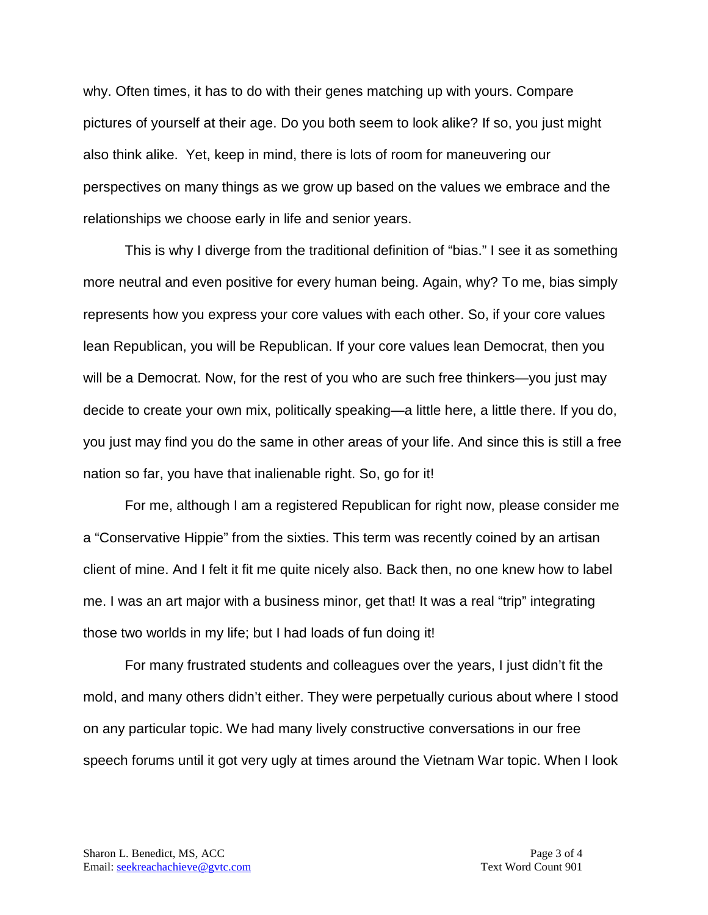why. Often times, it has to do with their genes matching up with yours. Compare pictures of yourself at their age. Do you both seem to look alike? If so, you just might also think alike.  Yet, keep in mind, there is lots of room for maneuvering our perspectives on many things as we grow up based on the values we embrace and the relationships we choose early in life and senior years.

This is why I diverge from the traditional definition of "bias." I see it as something more neutral and even positive for every human being. Again, why? To me, bias simply represents how you express your core values with each other. So, if your core values lean Republican, you will be Republican. If your core values lean Democrat, then you will be a Democrat. Now, for the rest of you who are such free thinkers—you just may decide to create your own mix, politically speaking—a little here, a little there. If you do, you just may find you do the same in other areas of your life. And since this is still a free nation so far, you have that inalienable right. So, go for it!

For me, although I am a registered Republican for right now, please consider me a "Conservative Hippie" from the sixties. This term was recently coined by an artisan client of mine. And I felt it fit me quite nicely also. Back then, no one knew how to label me. I was an art major with a business minor, get that! It was a real "trip" integrating those two worlds in my life; but I had loads of fun doing it!

For many frustrated students and colleagues over the years, I just didn't fit the mold, and many others didn't either. They were perpetually curious about where I stood on any particular topic. We had many lively constructive conversations in our free speech forums until it got very ugly at times around the Vietnam War topic. When I look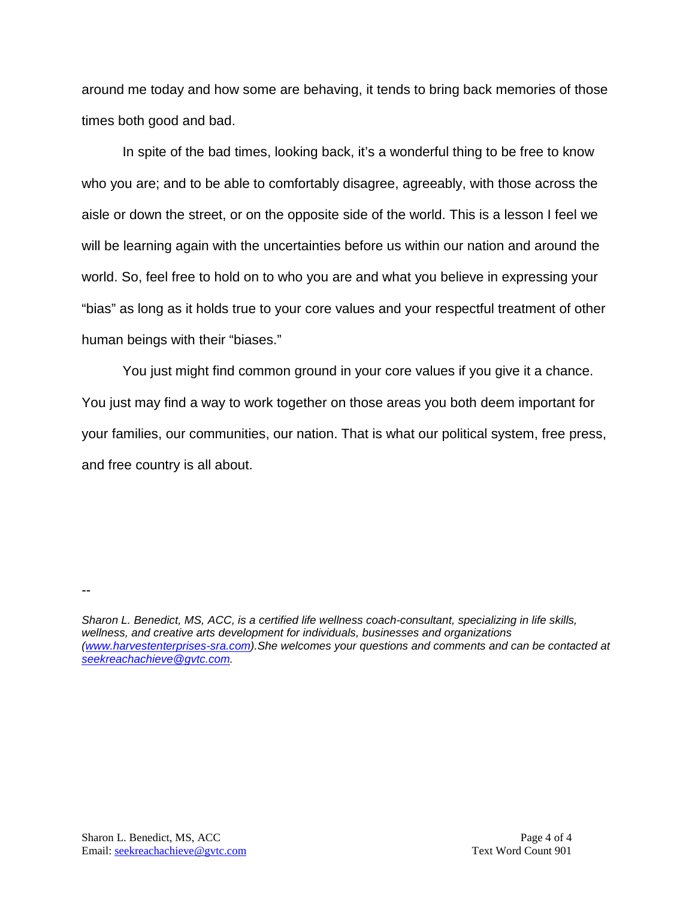around me today and how some are behaving, it tends to bring back memories of those times both good and bad.

In spite of the bad times, looking back, it's a wonderful thing to be free to know who you are; and to be able to comfortably disagree, agreeably, with those across the aisle or down the street, or on the opposite side of the world. This is a lesson I feel we will be learning again with the uncertainties before us within our nation and around the world. So, feel free to hold on to who you are and what you believe in expressing your "bias" as long as it holds true to your core values and your respectful treatment of other human beings with their "biases."

You just might find common ground in your core values if you give it a chance. You just may find a way to work together on those areas you both deem important for your families, our communities, our nation. That is what our political system, free press, and free country is all about.

--

*Sharon L. Benedict, MS, ACC, is a certified life wellness coach-consultant, specializing in life skills, wellness, and creative arts development for individuals, businesses and organizations ([www.harvestenterprises-sra.com](http://www.harvestenterprises-sra.com)).She welcomes your questions and comments and can be contacted at [seekreachachieve@gvtc.com](mailto:seekreachachieve@gvtc.com).*

Sharon L. Benedict, MS, ACC
Email: [seekreachachieve@gvtc.com](mailto:seekreachachieve@gvtc.com)

Text Word Count 901